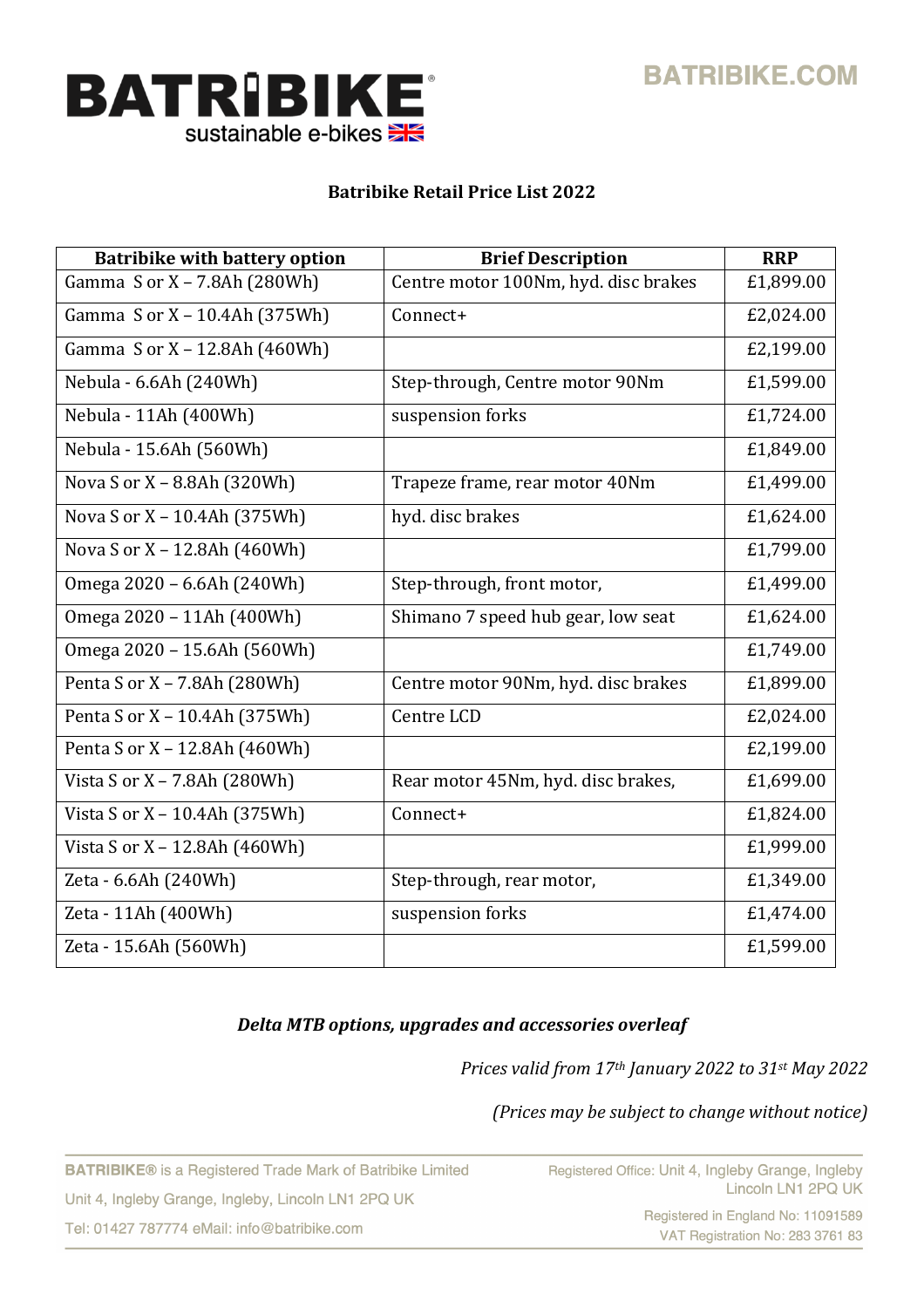BATRIBIKE®
sustainable e-bikes

BATRIBIKE.COM

## Batribike Retail Price List 2022

| Batribike with battery option | Brief Description | RRP |
|---|---|---|
| Gamma S or X – 7.8Ah (280Wh) | Centre motor 100Nm, hyd. disc brakes | £1,899.00 |
| Gamma S or X – 10.4Ah (375Wh) | Connect+ | £2,024.00 |
| Gamma S or X – 12.8Ah (460Wh) | | £2,199.00 |
| Nebula - 6.6Ah (240Wh) | Step-through, Centre motor 90Nm | £1,599.00 |
| Nebula - 11Ah (400Wh) | suspension forks | £1,724.00 |
| Nebula - 15.6Ah (560Wh) | | £1,849.00 |
| Nova S or X – 8.8Ah (320Wh) | Trapeze frame, rear motor 40Nm | £1,499.00 |
| Nova S or X – 10.4Ah (375Wh) | hyd. disc brakes | £1,624.00 |
| Nova S or X – 12.8Ah (460Wh) | | £1,799.00 |
| Omega 2020 – 6.6Ah (240Wh) | Step-through, front motor, | £1,499.00 |
| Omega 2020 – 11Ah (400Wh) | Shimano 7 speed hub gear, low seat | £1,624.00 |
| Omega 2020 – 15.6Ah (560Wh) | | £1,749.00 |
| Penta S or X – 7.8Ah (280Wh) | Centre motor 90Nm, hyd. disc brakes | £1,899.00 |
| Penta S or X – 10.4Ah (375Wh) | Centre LCD | £2,024.00 |
| Penta S or X – 12.8Ah (460Wh) | | £2,199.00 |
| Vista S or X – 7.8Ah (280Wh) | Rear motor 45Nm, hyd. disc brakes, | £1,699.00 |
| Vista S or X – 10.4Ah (375Wh) | Connect+ | £1,824.00 |
| Vista S or X – 12.8Ah (460Wh) | | £1,999.00 |
| Zeta - 6.6Ah (240Wh) | Step-through, rear motor, | £1,349.00 |
| Zeta - 11Ah (400Wh) | suspension forks | £1,474.00 |
| Zeta - 15.6Ah (560Wh) | | £1,599.00 |

***Delta MTB options, upgrades and accessories overleaf***

*Prices valid from 17th January 2022 to 31st May 2022*

*(Prices may be subject to change without notice)*

**BATRIBIKE®** is a Registered Trade Mark of Batribike Limited
Unit 4, Ingleby Grange, Ingleby, Lincoln LN1 2PQ UK
Tel: 01427 787774 eMail: info@batribike.com

Registered Office: Unit 4, Ingleby Grange, Ingleby Lincoln LN1 2PQ UK
Registered in England No: 11091589
VAT Registration No: 283 3761 83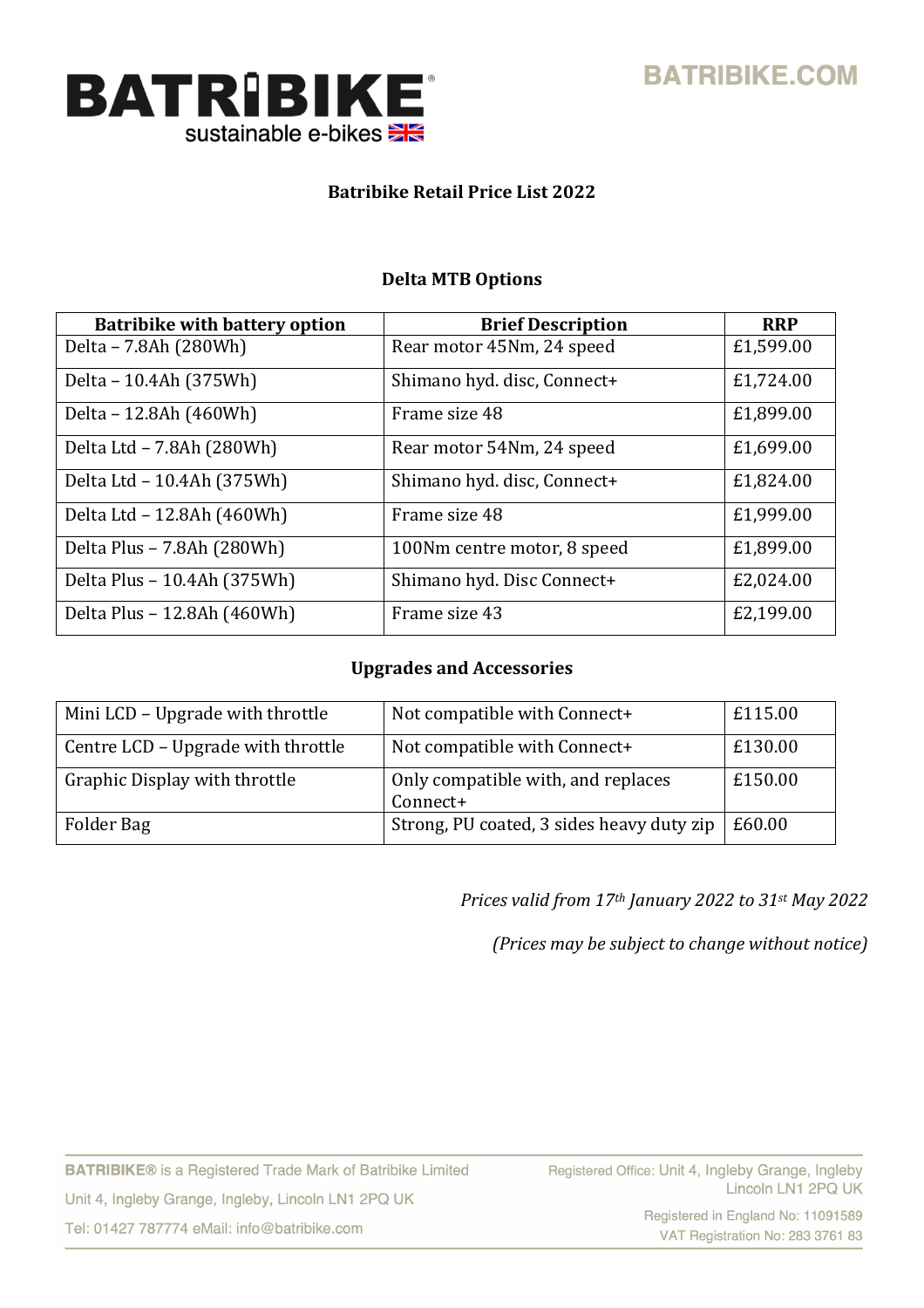BATRIBIKE
sustainable e-bikes

BATRIBIKE.COM

**Batribike Retail Price List 2022**

**Delta MTB Options**

| Batribike with battery option | Brief Description | RRP |
|---|---|---|
| Delta – 7.8Ah (280Wh) | Rear motor 45Nm, 24 speed | £1,599.00 |
| Delta – 10.4Ah (375Wh) | Shimano hyd. disc, Connect+ | £1,724.00 |
| Delta – 12.8Ah (460Wh) | Frame size 48 | £1,899.00 |
| Delta Ltd – 7.8Ah (280Wh) | Rear motor 54Nm, 24 speed | £1,699.00 |
| Delta Ltd – 10.4Ah (375Wh) | Shimano hyd. disc, Connect+ | £1,824.00 |
| Delta Ltd – 12.8Ah (460Wh) | Frame size 48 | £1,999.00 |
| Delta Plus – 7.8Ah (280Wh) | 100Nm centre motor, 8 speed | £1,899.00 |
| Delta Plus – 10.4Ah (375Wh) | Shimano hyd. Disc Connect+ | £2,024.00 |
| Delta Plus – 12.8Ah (460Wh) | Frame size 43 | £2,199.00 |

**Upgrades and Accessories**

| | | |
|---|---|---|
| Mini LCD – Upgrade with throttle | Not compatible with Connect+ | £115.00 |
| Centre LCD – Upgrade with throttle | Not compatible with Connect+ | £130.00 |
| Graphic Display with throttle | Only compatible with, and replaces Connect+ | £150.00 |
| Folder Bag | Strong, PU coated, 3 sides heavy duty zip | £60.00 |

*Prices valid from 17th January 2022 to 31st May 2022*

*(Prices may be subject to change without notice)*

**BATRIBIKE®** is a Registered Trade Mark of Batribike Limited
Unit 4, Ingleby Grange, Ingleby, Lincoln LN1 2PQ UK
Tel: 01427 787774 eMail: info@batribike.com

Registered Office: Unit 4, Ingleby Grange, Ingleby Lincoln LN1 2PQ UK
Registered in England No: 11091589
VAT Registration No: 283 3761 83